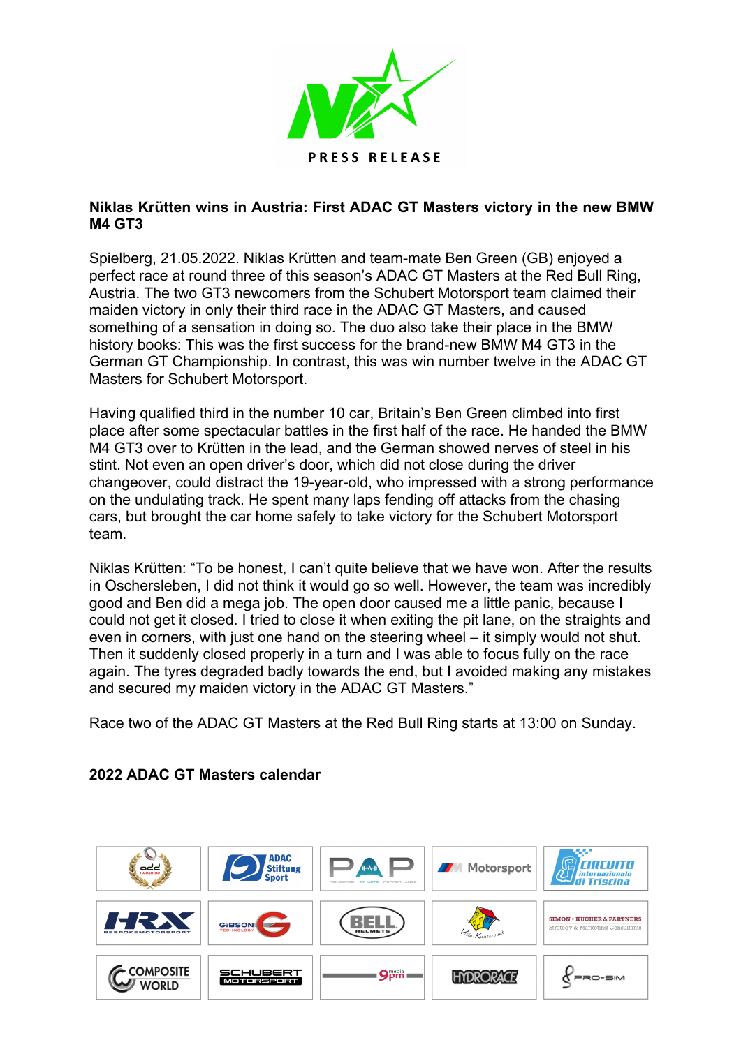PRESS RELEASE

**Niklas Krütten wins in Austria: First ADAC GT Masters victory in the new BMW M4 GT3**

Spielberg, 21.05.2022. Niklas Krütten and team-mate Ben Green (GB) enjoyed a perfect race at round three of this season's ADAC GT Masters at the Red Bull Ring, Austria. The two GT3 newcomers from the Schubert Motorsport team claimed their maiden victory in only their third race in the ADAC GT Masters, and caused something of a sensation in doing so. The duo also take their place in the BMW history books: This was the first success for the brand-new BMW M4 GT3 in the German GT Championship. In contrast, this was win number twelve in the ADAC GT Masters for Schubert Motorsport.

Having qualified third in the number 10 car, Britain's Ben Green climbed into first place after some spectacular battles in the first half of the race. He handed the BMW M4 GT3 over to Krütten in the lead, and the German showed nerves of steel in his stint. Not even an open driver's door, which did not close during the driver changeover, could distract the 19-year-old, who impressed with a strong performance on the undulating track. He spent many laps fending off attacks from the chasing cars, but brought the car home safely to take victory for the Schubert Motorsport team.

Niklas Krütten: "To be honest, I can't quite believe that we have won. After the results in Oschersleben, I did not think it would go so well. However, the team was incredibly good and Ben did a mega job. The open door caused me a little panic, because I could not get it closed. I tried to close it when exiting the pit lane, on the straights and even in corners, with just one hand on the steering wheel – it simply would not shut. Then it suddenly closed properly in a turn and I was able to focus fully on the race again. The tyres degraded badly towards the end, but I avoided making any mistakes and secured my maiden victory in the ADAC GT Masters."

Race two of the ADAC GT Masters at the Red Bull Ring starts at 13:00 on Sunday.

**2022 ADAC GT Masters calendar**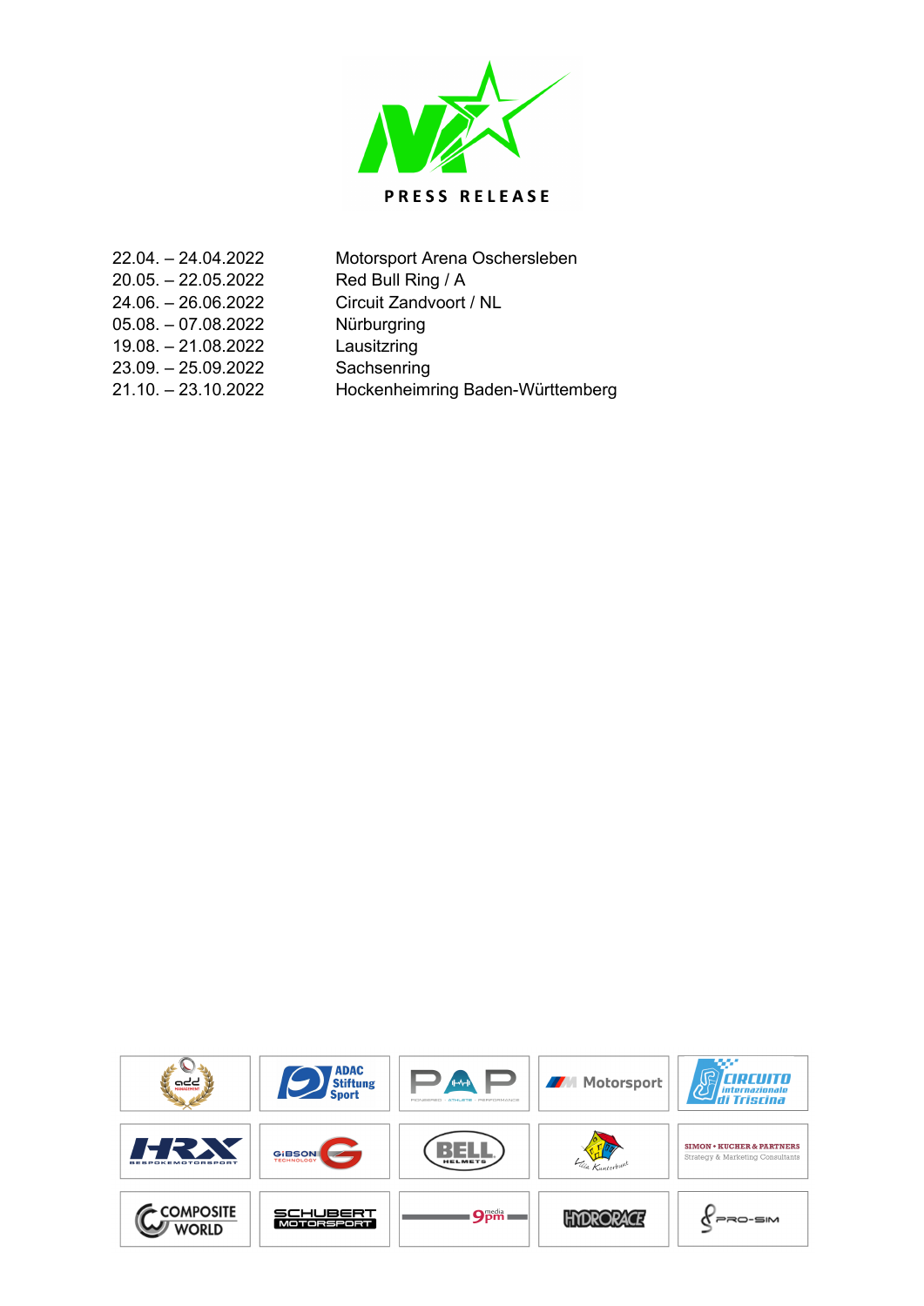PRESS RELEASE

| | |
|---|---|
| 22.04. – 24.04.2022 | Motorsport Arena Oschersleben |
| 20.05. – 22.05.2022 | Red Bull Ring / A |
| 24.06. – 26.06.2022 | Circuit Zandvoort / NL |
| 05.08. – 07.08.2022 | Nürburgring |
| 19.08. – 21.08.2022 | Lausitzring |
| 23.09. – 25.09.2022 | Sachsenring |
| 21.10. – 23.10.2022 | Hockenheimring Baden-Württemberg |